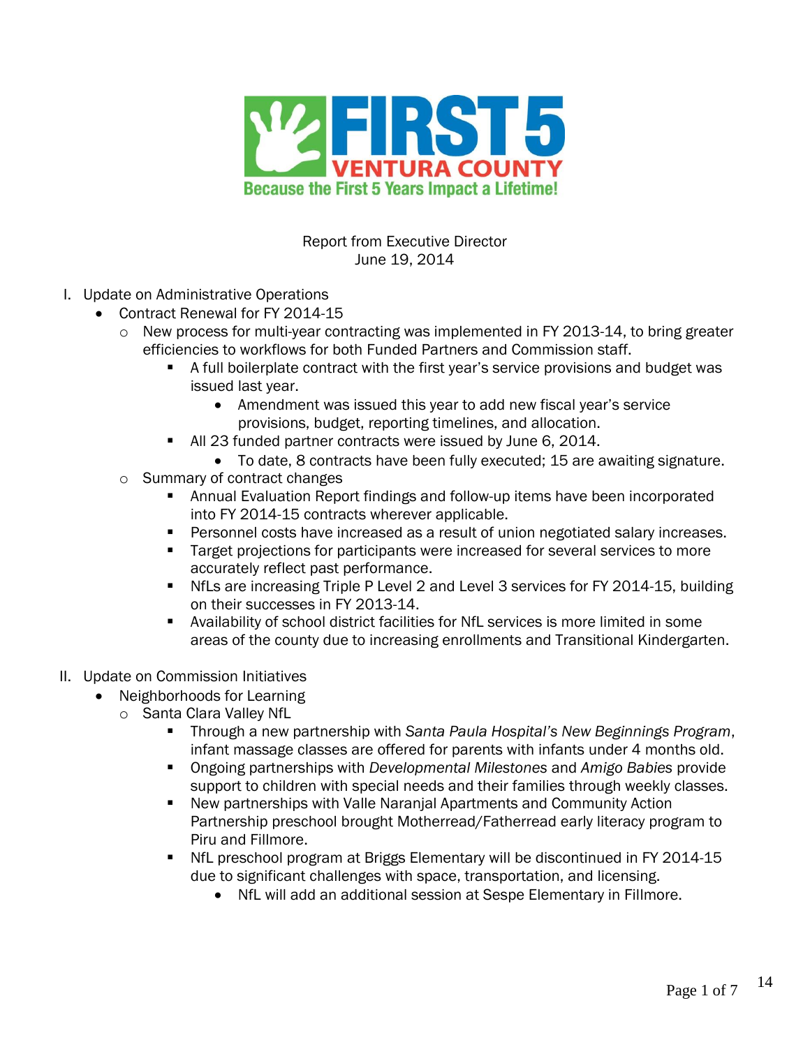FIRST 5 VENTURA COUNTY

Because the First 5 Years Impact a Lifetime!

Report from Executive Director
June 19, 2014

I. Update on Administrative Operations
- Contract Renewal for FY 2014-15
    - New process for multi-year contracting was implemented in FY 2013-14, to bring greater efficiencies to workflows for both Funded Partners and Commission staff.
        - A full boilerplate contract with the first year's service provisions and budget was issued last year.
            - Amendment was issued this year to add new fiscal year's service provisions, budget, reporting timelines, and allocation.
        - All 23 funded partner contracts were issued by June 6, 2014.
            - To date, 8 contracts have been fully executed; 15 are awaiting signature.
    - Summary of contract changes
        - Annual Evaluation Report findings and follow-up items have been incorporated into FY 2014-15 contracts wherever applicable.
        - Personnel costs have increased as a result of union negotiated salary increases.
        - Target projections for participants were increased for several services to more accurately reflect past performance.
        - NfLs are increasing Triple P Level 2 and Level 3 services for FY 2014-15, building on their successes in FY 2013-14.
        - Availability of school district facilities for NfL services is more limited in some areas of the county due to increasing enrollments and Transitional Kindergarten.

II. Update on Commission Initiatives
- Neighborhoods for Learning
    - Santa Clara Valley NfL
        - Through a new partnership with *Santa Paula Hospital's New Beginnings Program*, infant massage classes are offered for parents with infants under 4 months old.
        - Ongoing partnerships with *Developmental Milestones* and *Amigo Babies* provide support to children with special needs and their families through weekly classes.
        - New partnerships with Valle Naranjal Apartments and Community Action Partnership preschool brought Motherread/Fatherread early literacy program to Piru and Fillmore.
        - NfL preschool program at Briggs Elementary will be discontinued in FY 2014-15 due to significant challenges with space, transportation, and licensing.
            - NfL will add an additional session at Sespe Elementary in Fillmore.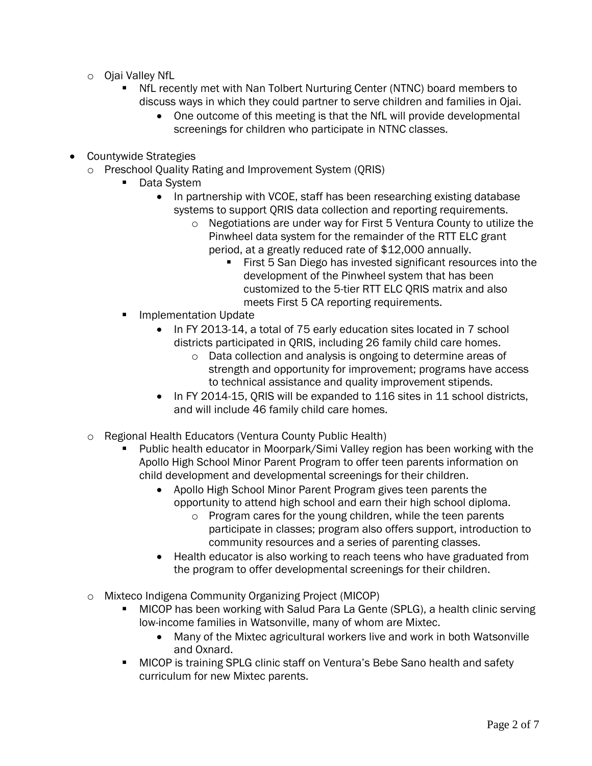- Ojai Valley NfL
  - NfL recently met with Nan Tolbert Nurturing Center (NTNC) board members to discuss ways in which they could partner to serve children and families in Ojai.
    - One outcome of this meeting is that the NfL will provide developmental screenings for children who participate in NTNC classes.

- Countywide Strategies
  - Preschool Quality Rating and Improvement System (QRIS)
    - Data System
      - In partnership with VCOE, staff has been researching existing database systems to support QRIS data collection and reporting requirements.
        - Negotiations are under way for First 5 Ventura County to utilize the Pinwheel data system for the remainder of the RTT ELC grant period, at a greatly reduced rate of $12,000 annually.
          - First 5 San Diego has invested significant resources into the development of the Pinwheel system that has been customized to the 5-tier RTT ELC QRIS matrix and also meets First 5 CA reporting requirements.
    - Implementation Update
      - In FY 2013-14, a total of 75 early education sites located in 7 school districts participated in QRIS, including 26 family child care homes.
        - Data collection and analysis is ongoing to determine areas of strength and opportunity for improvement; programs have access to technical assistance and quality improvement stipends.
      - In FY 2014-15, QRIS will be expanded to 116 sites in 11 school districts, and will include 46 family child care homes.

  - Regional Health Educators (Ventura County Public Health)
    - Public health educator in Moorpark/Simi Valley region has been working with the Apollo High School Minor Parent Program to offer teen parents information on child development and developmental screenings for their children.
      - Apollo High School Minor Parent Program gives teen parents the opportunity to attend high school and earn their high school diploma.
        - Program cares for the young children, while the teen parents participate in classes; program also offers support, introduction to community resources and a series of parenting classes.
      - Health educator is also working to reach teens who have graduated from the program to offer developmental screenings for their children.

  - Mixteco Indigena Community Organizing Project (MICOP)
    - MICOP has been working with Salud Para La Gente (SPLG), a health clinic serving low-income families in Watsonville, many of whom are Mixtec.
      - Many of the Mixtec agricultural workers live and work in both Watsonville and Oxnard.
    - MICOP is training SPLG clinic staff on Ventura's Bebe Sano health and safety curriculum for new Mixtec parents.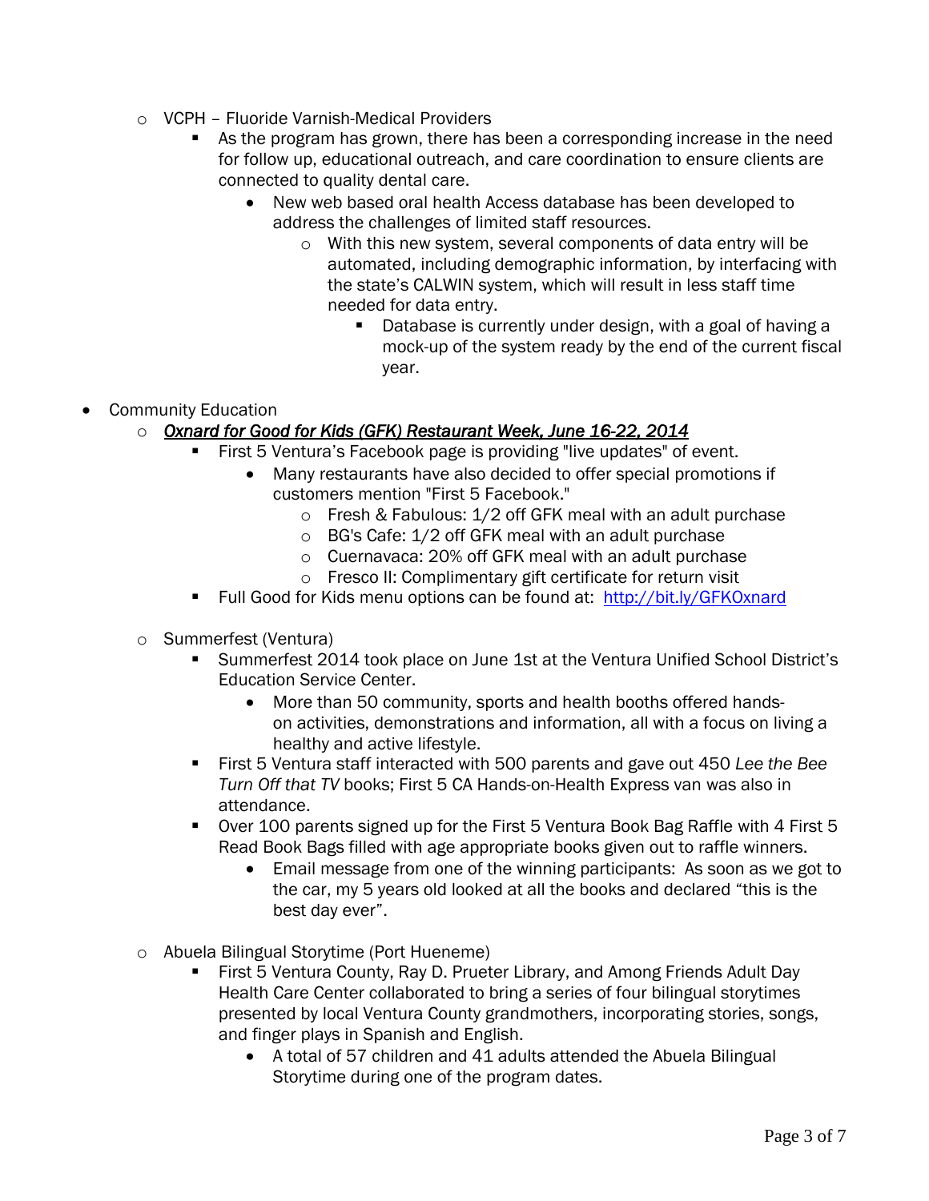- VCPH – Fluoride Varnish-Medical Providers
    - As the program has grown, there has been a corresponding increase in the need for follow up, educational outreach, and care coordination to ensure clients are connected to quality dental care.
        - New web based oral health Access database has been developed to address the challenges of limited staff resources.
            - With this new system, several components of data entry will be automated, including demographic information, by interfacing with the state's CALWIN system, which will result in less staff time needed for data entry.
                - Database is currently under design, with a goal of having a mock-up of the system ready by the end of the current fiscal year.

- Community Education
    - ***Oxnard for Good for Kids (GFK) Restaurant Week, June 16-22, 2014***
        - First 5 Ventura's Facebook page is providing "live updates" of event.
            - Many restaurants have also decided to offer special promotions if customers mention "First 5 Facebook."
                - Fresh & Fabulous: 1/2 off GFK meal with an adult purchase
                - BG's Cafe: 1/2 off GFK meal with an adult purchase
                - Cuernavaca: 20% off GFK meal with an adult purchase
                - Fresco II: Complimentary gift certificate for return visit
        - Full Good for Kids menu options can be found at: [http://bit.ly/GFKOxnard](http://bit.ly/GFKOxnard)

    - Summerfest (Ventura)
        - Summerfest 2014 took place on June 1st at the Ventura Unified School District's Education Service Center.
            - More than 50 community, sports and health booths offered hands-on activities, demonstrations and information, all with a focus on living a healthy and active lifestyle.
        - First 5 Ventura staff interacted with 500 parents and gave out 450 *Lee the Bee Turn Off that TV* books; First 5 CA Hands-on-Health Express van was also in attendance.
        - Over 100 parents signed up for the First 5 Ventura Book Bag Raffle with 4 First 5 Read Book Bags filled with age appropriate books given out to raffle winners.
            - Email message from one of the winning participants: As soon as we got to the car, my 5 years old looked at all the books and declared "this is the best day ever".

    - Abuela Bilingual Storytime (Port Hueneme)
        - First 5 Ventura County, Ray D. Prueter Library, and Among Friends Adult Day Health Care Center collaborated to bring a series of four bilingual storytimes presented by local Ventura County grandmothers, incorporating stories, songs, and finger plays in Spanish and English.
            - A total of 57 children and 41 adults attended the Abuela Bilingual Storytime during one of the program dates.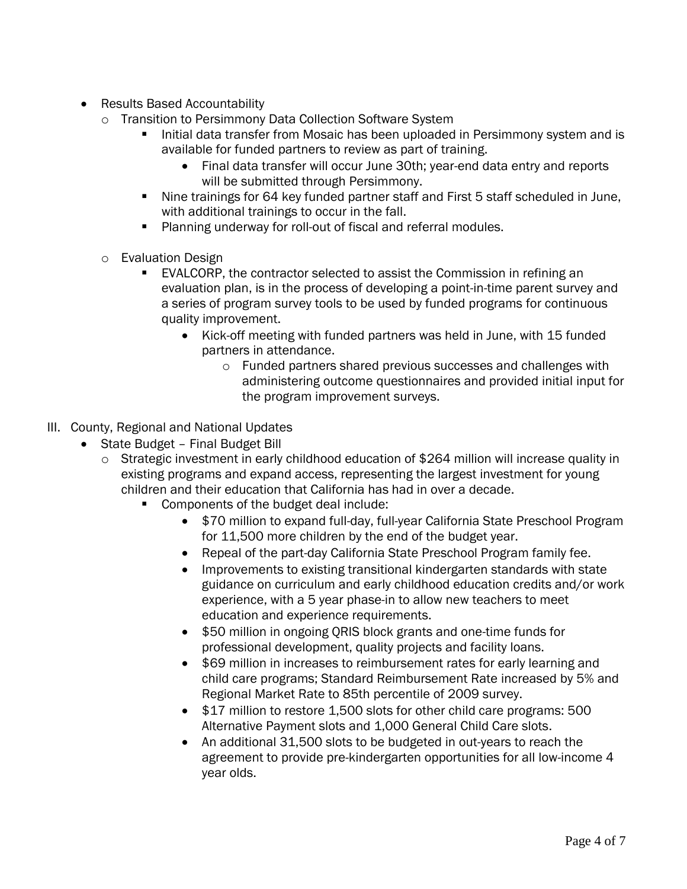- Results Based Accountability
  - Transition to Persimmony Data Collection Software System
    - Initial data transfer from Mosaic has been uploaded in Persimmony system and is available for funded partners to review as part of training.
      - Final data transfer will occur June 30th; year-end data entry and reports will be submitted through Persimmony.
    - Nine trainings for 64 key funded partner staff and First 5 staff scheduled in June, with additional trainings to occur in the fall.
    - Planning underway for roll-out of fiscal and referral modules.

  - Evaluation Design
    - EVALCORP, the contractor selected to assist the Commission in refining an evaluation plan, is in the process of developing a point-in-time parent survey and a series of program survey tools to be used by funded programs for continuous quality improvement.
      - Kick-off meeting with funded partners was held in June, with 15 funded partners in attendance.
        - Funded partners shared previous successes and challenges with administering outcome questionnaires and provided initial input for the program improvement surveys.

III. County, Regional and National Updates

- State Budget – Final Budget Bill
  - Strategic investment in early childhood education of $264 million will increase quality in existing programs and expand access, representing the largest investment for young children and their education that California has had in over a decade.
    - Components of the budget deal include:
      - $70 million to expand full-day, full-year California State Preschool Program for 11,500 more children by the end of the budget year.
      - Repeal of the part-day California State Preschool Program family fee.
      - Improvements to existing transitional kindergarten standards with state guidance on curriculum and early childhood education credits and/or work experience, with a 5 year phase-in to allow new teachers to meet education and experience requirements.
      - $50 million in ongoing QRIS block grants and one-time funds for professional development, quality projects and facility loans.
      - $69 million in increases to reimbursement rates for early learning and child care programs; Standard Reimbursement Rate increased by 5% and Regional Market Rate to 85th percentile of 2009 survey.
      - $17 million to restore 1,500 slots for other child care programs: 500 Alternative Payment slots and 1,000 General Child Care slots.
      - An additional 31,500 slots to be budgeted in out-years to reach the agreement to provide pre-kindergarten opportunities for all low-income 4 year olds.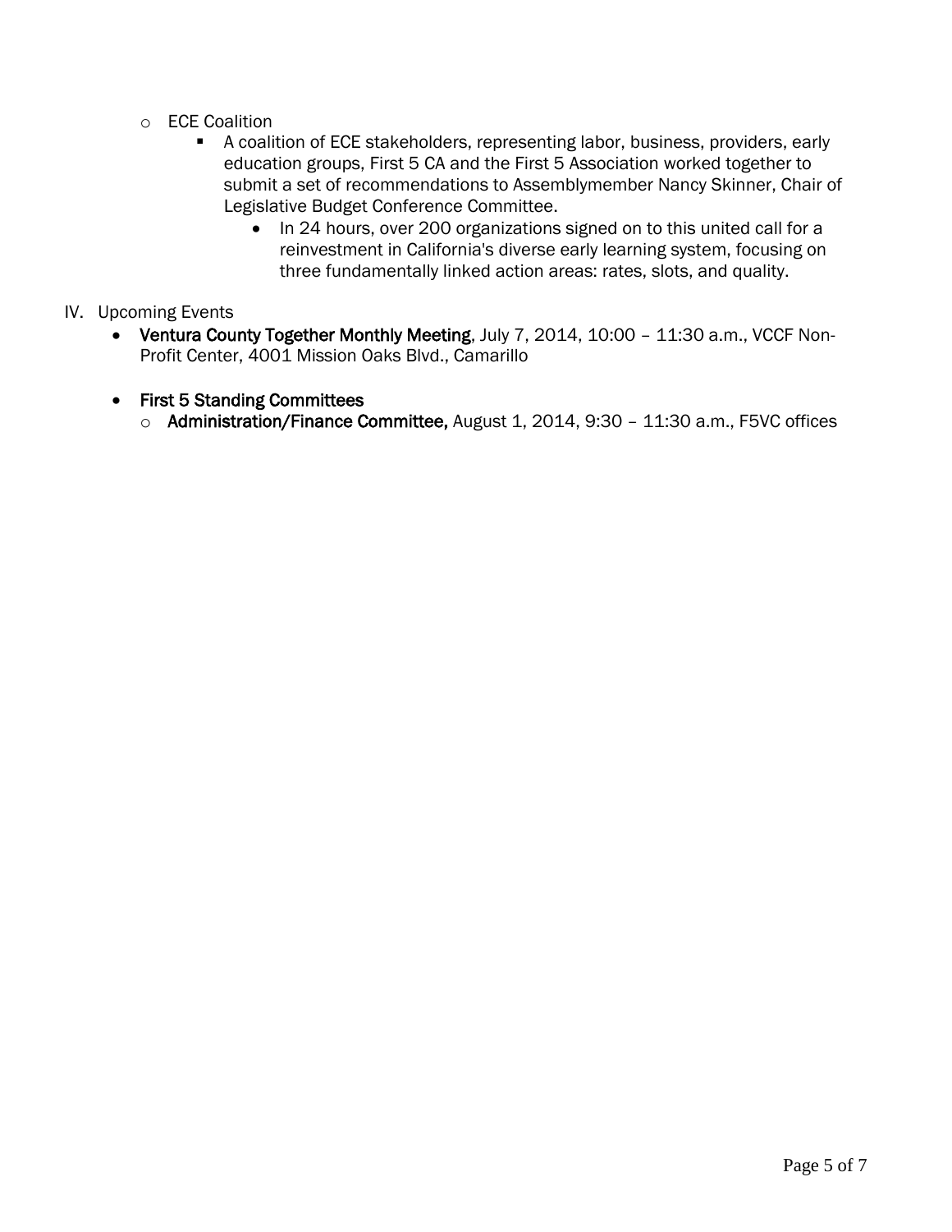- ECE Coalition
    - A coalition of ECE stakeholders, representing labor, business, providers, early education groups, First 5 CA and the First 5 Association worked together to submit a set of recommendations to Assemblymember Nancy Skinner, Chair of Legislative Budget Conference Committee.
        - In 24 hours, over 200 organizations signed on to this united call for a reinvestment in California's diverse early learning system, focusing on three fundamentally linked action areas: rates, slots, and quality.

IV. Upcoming Events

- **Ventura County Together Monthly Meeting**, July 7, 2014, 10:00 – 11:30 a.m., VCCF Non-Profit Center, 4001 Mission Oaks Blvd., Camarillo

- **First 5 Standing Committees**
    - **Administration/Finance Committee,** August 1, 2014, 9:30 – 11:30 a.m., F5VC offices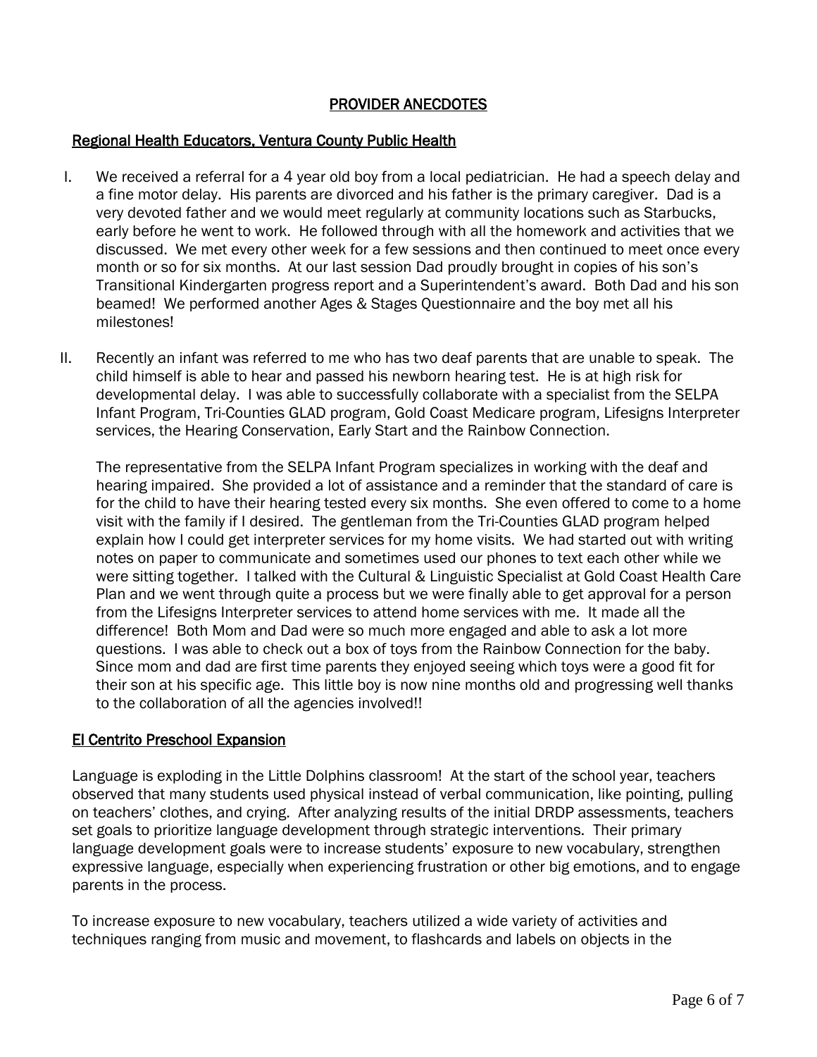## PROVIDER ANECDOTES

### Regional Health Educators, Ventura County Public Health

I. We received a referral for a 4 year old boy from a local pediatrician. He had a speech delay and a fine motor delay. His parents are divorced and his father is the primary caregiver. Dad is a very devoted father and we would meet regularly at community locations such as Starbucks, early before he went to work. He followed through with all the homework and activities that we discussed. We met every other week for a few sessions and then continued to meet once every month or so for six months. At our last session Dad proudly brought in copies of his son's Transitional Kindergarten progress report and a Superintendent's award. Both Dad and his son beamed! We performed another Ages & Stages Questionnaire and the boy met all his milestones!

II. Recently an infant was referred to me who has two deaf parents that are unable to speak. The child himself is able to hear and passed his newborn hearing test. He is at high risk for developmental delay. I was able to successfully collaborate with a specialist from the SELPA Infant Program, Tri-Counties GLAD program, Gold Coast Medicare program, Lifesigns Interpreter services, the Hearing Conservation, Early Start and the Rainbow Connection.

   The representative from the SELPA Infant Program specializes in working with the deaf and hearing impaired. She provided a lot of assistance and a reminder that the standard of care is for the child to have their hearing tested every six months. She even offered to come to a home visit with the family if I desired. The gentleman from the Tri-Counties GLAD program helped explain how I could get interpreter services for my home visits. We had started out with writing notes on paper to communicate and sometimes used our phones to text each other while we were sitting together. I talked with the Cultural & Linguistic Specialist at Gold Coast Health Care Plan and we went through quite a process but we were finally able to get approval for a person from the Lifesigns Interpreter services to attend home services with me. It made all the difference! Both Mom and Dad were so much more engaged and able to ask a lot more questions. I was able to check out a box of toys from the Rainbow Connection for the baby. Since mom and dad are first time parents they enjoyed seeing which toys were a good fit for their son at his specific age. This little boy is now nine months old and progressing well thanks to the collaboration of all the agencies involved!!

### El Centrito Preschool Expansion

Language is exploding in the Little Dolphins classroom! At the start of the school year, teachers observed that many students used physical instead of verbal communication, like pointing, pulling on teachers' clothes, and crying. After analyzing results of the initial DRDP assessments, teachers set goals to prioritize language development through strategic interventions. Their primary language development goals were to increase students' exposure to new vocabulary, strengthen expressive language, especially when experiencing frustration or other big emotions, and to engage parents in the process.

To increase exposure to new vocabulary, teachers utilized a wide variety of activities and techniques ranging from music and movement, to flashcards and labels on objects in the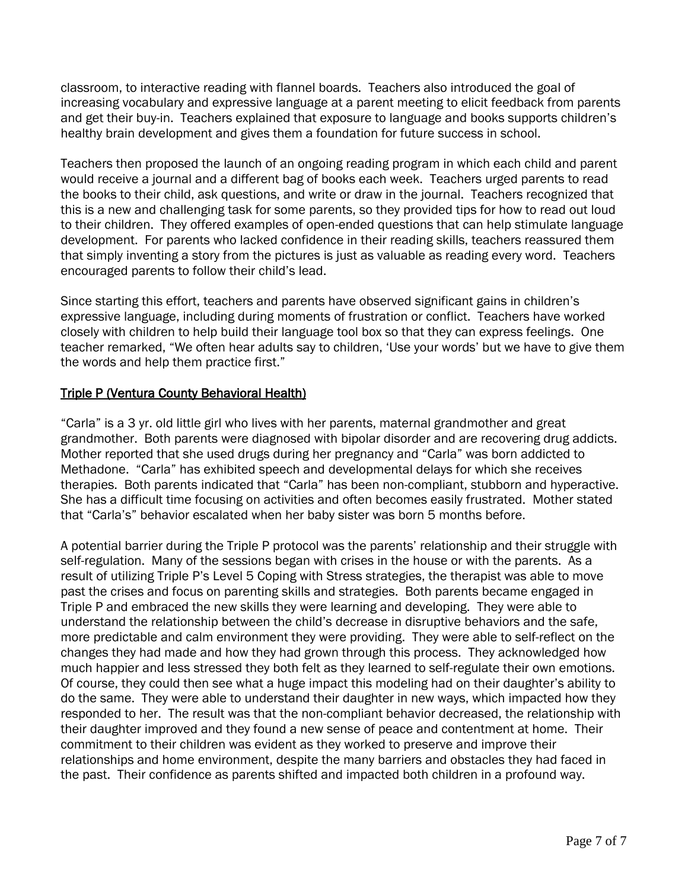classroom, to interactive reading with flannel boards. Teachers also introduced the goal of increasing vocabulary and expressive language at a parent meeting to elicit feedback from parents and get their buy-in. Teachers explained that exposure to language and books supports children's healthy brain development and gives them a foundation for future success in school.

Teachers then proposed the launch of an ongoing reading program in which each child and parent would receive a journal and a different bag of books each week. Teachers urged parents to read the books to their child, ask questions, and write or draw in the journal. Teachers recognized that this is a new and challenging task for some parents, so they provided tips for how to read out loud to their children. They offered examples of open-ended questions that can help stimulate language development. For parents who lacked confidence in their reading skills, teachers reassured them that simply inventing a story from the pictures is just as valuable as reading every word. Teachers encouraged parents to follow their child's lead.

Since starting this effort, teachers and parents have observed significant gains in children's expressive language, including during moments of frustration or conflict. Teachers have worked closely with children to help build their language tool box so that they can express feelings. One teacher remarked, "We often hear adults say to children, 'Use your words' but we have to give them the words and help them practice first."

## Triple P (Ventura County Behavioral Health)

"Carla" is a 3 yr. old little girl who lives with her parents, maternal grandmother and great grandmother. Both parents were diagnosed with bipolar disorder and are recovering drug addicts. Mother reported that she used drugs during her pregnancy and "Carla" was born addicted to Methadone. "Carla" has exhibited speech and developmental delays for which she receives therapies. Both parents indicated that "Carla" has been non-compliant, stubborn and hyperactive. She has a difficult time focusing on activities and often becomes easily frustrated. Mother stated that "Carla's" behavior escalated when her baby sister was born 5 months before.

A potential barrier during the Triple P protocol was the parents' relationship and their struggle with self-regulation. Many of the sessions began with crises in the house or with the parents. As a result of utilizing Triple P's Level 5 Coping with Stress strategies, the therapist was able to move past the crises and focus on parenting skills and strategies. Both parents became engaged in Triple P and embraced the new skills they were learning and developing. They were able to understand the relationship between the child's decrease in disruptive behaviors and the safe, more predictable and calm environment they were providing. They were able to self-reflect on the changes they had made and how they had grown through this process. They acknowledged how much happier and less stressed they both felt as they learned to self-regulate their own emotions. Of course, they could then see what a huge impact this modeling had on their daughter's ability to do the same. They were able to understand their daughter in new ways, which impacted how they responded to her. The result was that the non-compliant behavior decreased, the relationship with their daughter improved and they found a new sense of peace and contentment at home. Their commitment to their children was evident as they worked to preserve and improve their relationships and home environment, despite the many barriers and obstacles they had faced in the past. Their confidence as parents shifted and impacted both children in a profound way.